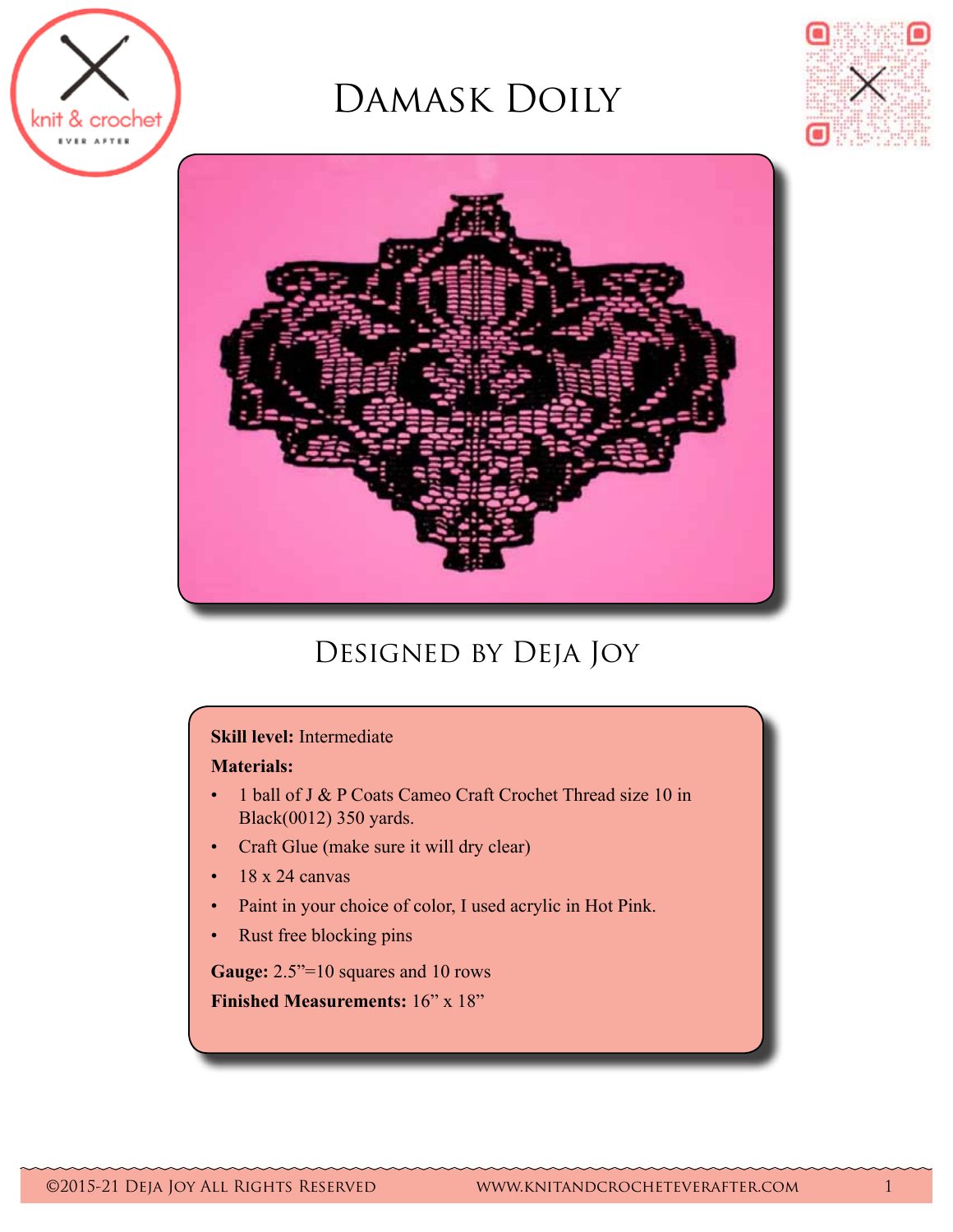# Damask Doily

## Designed by Deja Joy

**Skill level:** Intermediate

**Materials:**

- 1 ball of J & P Coats Cameo Craft Crochet Thread size 10 in Black(0012) 350 yards.
- Craft Glue (make sure it will dry clear)
- 18 x 24 canvas
- Paint in your choice of color, I used acrylic in Hot Pink.
- Rust free blocking pins

**Gauge:** 2.5"=10 squares and 10 rows

**Finished Measurements:** 16" x 18"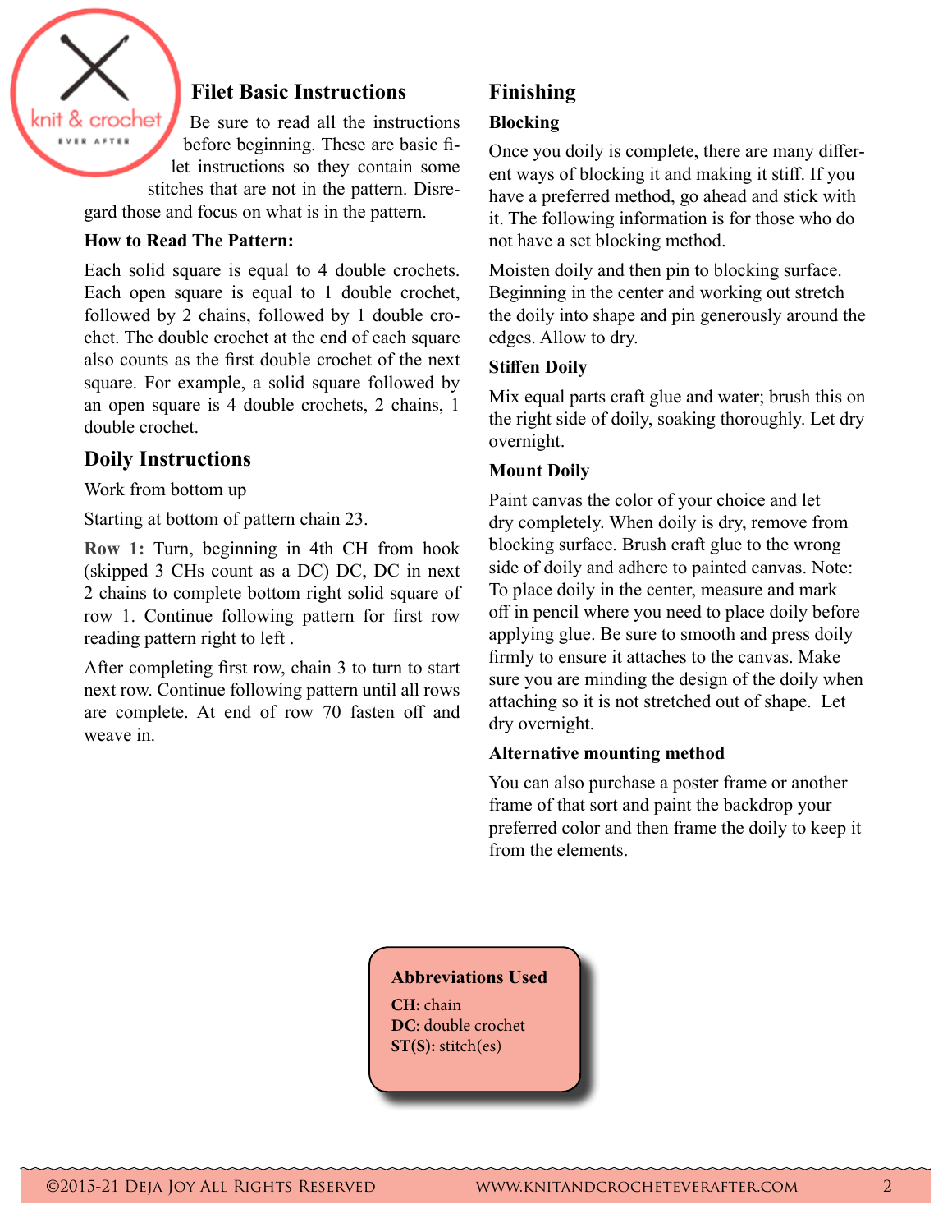## Filet Basic Instructions

Be sure to read all the instructions before beginning. These are basic filet instructions so they contain some stitches that are not in the pattern. Disregard those and focus on what is in the pattern.

**How to Read The Pattern:**

Each solid square is equal to 4 double crochets. Each open square is equal to 1 double crochet, followed by 2 chains, followed by 1 double crochet. The double crochet at the end of each square also counts as the first double crochet of the next square. For example, a solid square followed by an open square is 4 double crochets, 2 chains, 1 double crochet.

## Doily Instructions

Work from bottom up

Starting at bottom of pattern chain 23.

**Row 1:** Turn, beginning in 4th CH from hook (skipped 3 CHs count as a DC) DC, DC in next 2 chains to complete bottom right solid square of row 1. Continue following pattern for first row reading pattern right to left .

After completing first row, chain 3 to turn to start next row. Continue following pattern until all rows are complete. At end of row 70 fasten off and weave in.

## Finishing

**Blocking**

Once you doily is complete, there are many different ways of blocking it and making it stiff. If you have a preferred method, go ahead and stick with it. The following information is for those who do not have a set blocking method.

Moisten doily and then pin to blocking surface. Beginning in the center and working out stretch the doily into shape and pin generously around the edges. Allow to dry.

**Stiffen Doily**

Mix equal parts craft glue and water; brush this on the right side of doily, soaking thoroughly. Let dry overnight.

**Mount Doily**

Paint canvas the color of your choice and let dry completely. When doily is dry, remove from blocking surface. Brush craft glue to the wrong side of doily and adhere to painted canvas. Note: To place doily in the center, measure and mark off in pencil where you need to place doily before applying glue. Be sure to smooth and press doily firmly to ensure it attaches to the canvas. Make sure you are minding the design of the doily when attaching so it is not stretched out of shape. Let dry overnight.

**Alternative mounting method**

You can also purchase a poster frame or another frame of that sort and paint the backdrop your preferred color and then frame the doily to keep it from the elements.

**Abbreviations Used**

**CH:** chain
**DC**: double crochet
**ST(S):** stitch(es)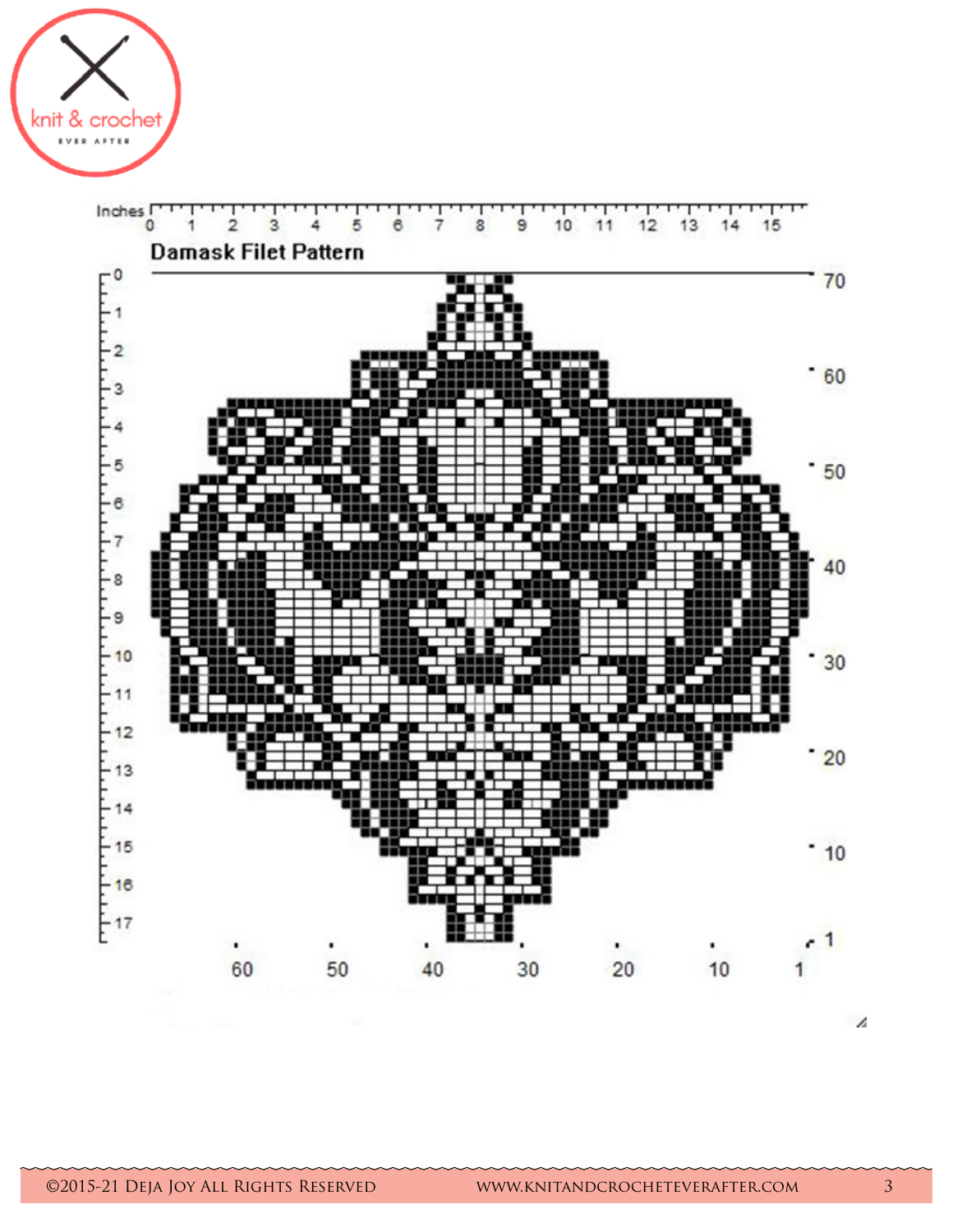Inches
0 1 2 3 4 5 6 7 8 9 10 11 12 13 14 15

## Damask Filet Pattern

0
1
2
3
4
5
6
7
8
9
10
11
12
13
14
15
16
17

70
60
50
40
30
20
10
1

60 50 40 30 20 10 1